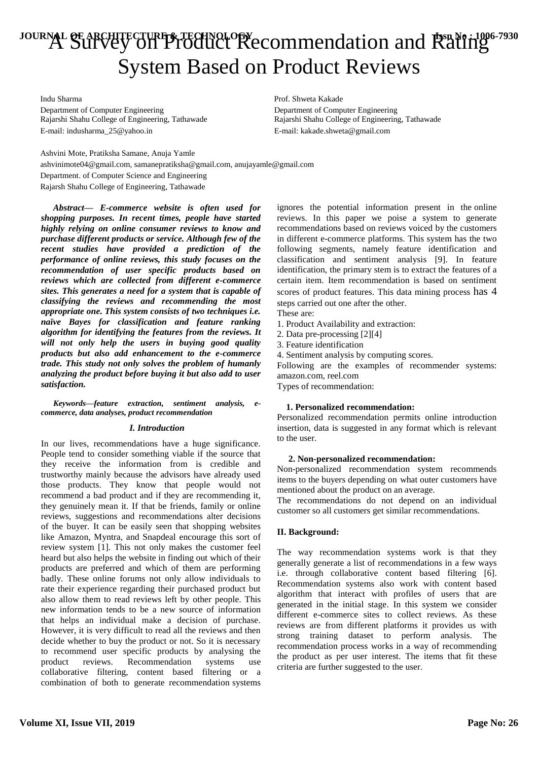# A Survey on Product Recommendation and Rating System Based on Product Reviews

Indu Sharma
Department of Computer Engineering
Rajarshi Shahu College of Engineering, Tathawade
E-mail: indusharma_25@yahoo.in

Prof. Shweta Kakade
Department of Computer Engineering
Rajarshi Shahu College of Engineering, Tathawade
E-mail: kakade.shweta@gmail.com

Ashvini Mote, Pratiksha Samane, Anuja Yamle
ashvinimote04@gmail.com, samanepratiksha@gmail.com, anujayamle@gmail.com
Department. of Computer Science and Engineering
Rajarsh Shahu College of Engineering, Tathawade

***Abstract*— *E-commerce website is often used for shopping purposes. In recent times, people have started highly relying on online consumer reviews to know and purchase different products or service. Although few of the recent studies have provided a prediction of the performance of online reviews, this study focuses on the recommendation of user specific products based on reviews which are collected from different e-commerce sites. This generates a need for a system that is capable of classifying the reviews and recommending the most appropriate one. This system consists of two techniques i.e. naïve Bayes for classification and feature ranking algorithm for identifying the features from the reviews. It will not only help the users in buying good quality products but also add enhancement to the e-commerce trade. This study not only solves the problem of humanly analyzing the product before buying it but also add to user satisfaction.***

***Keywords*—*feature extraction, sentiment analysis, e-commerce, data analyses, product recommendation***

## *I. Introduction*

In our lives, recommendations have a huge significance. People tend to consider something viable if the source that they receive the information from is credible and trustworthy mainly because the advisors have already used those products. They know that people would not recommend a bad product and if they are recommending it, they genuinely mean it. If that be friends, family or online reviews, suggestions and recommendations alter decisions of the buyer. It can be easily seen that shopping websites like Amazon, Myntra, and Snapdeal encourage this sort of review system [1]. This not only makes the customer feel heard but also helps the website in finding out which of their products are preferred and which of them are performing badly. These online forums not only allow individuals to rate their experience regarding their purchased product but also allow them to read reviews left by other people. This new information tends to be a new source of information that helps an individual make a decision of purchase. However, it is very difficult to read all the reviews and then decide whether to buy the product or not. So it is necessary to recommend user specific products by analysing the product reviews. Recommendation systems use collaborative filtering, content based filtering or a combination of both to generate recommendation systems ignores the potential information present in the online reviews. In this paper we poise a system to generate recommendations based on reviews voiced by the customers in different e-commerce platforms. This system has the two following segments, namely feature identification and classification and sentiment analysis [9]. In feature identification, the primary stem is to extract the features of a certain item. Item recommendation is based on sentiment scores of product features. This data mining process has 4 steps carried out one after the other.

These are:

1. Product Availability and extraction:
2. Data pre-processing [2][4]
3. Feature identification
4. Sentiment analysis by computing scores.

Following are the examples of recommender systems: amazon.com, reel.com

Types of recommendation:

**1. Personalized recommendation:**

Personalized recommendation permits online introduction insertion, data is suggested in any format which is relevant to the user.

**2. Non-personalized recommendation:**

Non-personalized recommendation system recommends items to the buyers depending on what outer customers have mentioned about the product on an average.

The recommendations do not depend on an individual customer so all customers get similar recommendations.

## II. Background:

The way recommendation systems work is that they generally generate a list of recommendations in a few ways i.e. through collaborative content based filtering [6]. Recommendation systems also work with content based algorithm that interact with profiles of users that are generated in the initial stage. In this system we consider different e-commerce sites to collect reviews. As these reviews are from different platforms it provides us with strong training dataset to perform analysis. The recommendation process works in a way of recommending the product as per user interest. The items that fit these criteria are further suggested to the user.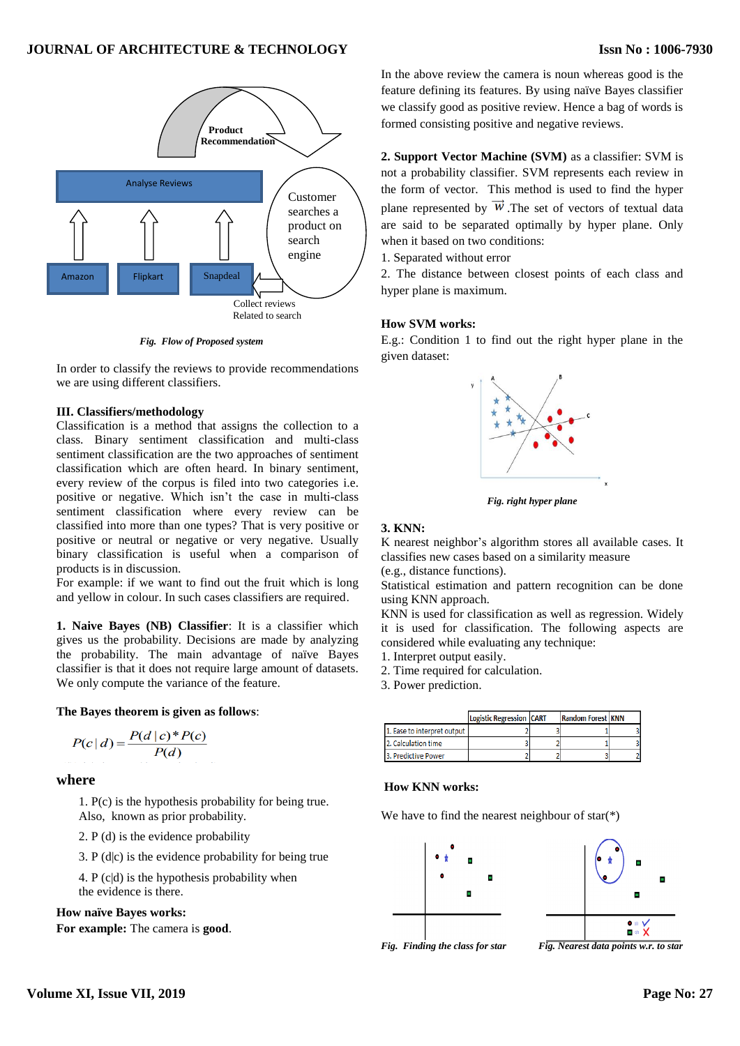*Fig. Flow of Proposed system*

In order to classify the reviews to provide recommendations we are using different classifiers.

### III. Classifiers/methodology

Classification is a method that assigns the collection to a class. Binary sentiment classification and multi-class sentiment classification are the two approaches of sentiment classification which are often heard. In binary sentiment, every review of the corpus is filed into two categories i.e. positive or negative. Which isn't the case in multi-class sentiment classification where every review can be classified into more than one types? That is very positive or positive or neutral or negative or very negative. Usually binary classification is useful when a comparison of products is in discussion.
For example: if we want to find out the fruit which is long and yellow in colour. In such cases classifiers are required.

**1. Naive Bayes (NB) Classifier**: It is a classifier which gives us the probability. Decisions are made by analyzing the probability. The main advantage of naïve Bayes classifier is that it does not require large amount of datasets. We only compute the variance of the feature.

**The Bayes theorem is given as follows**:

$$P(c \mid d) = \frac{P(d \mid c) * P(c)}{P(d)}$$

**where**

1. P(c) is the hypothesis probability for being true. Also, known as prior probability.
2. P (d) is the evidence probability
3. P (d|c) is the evidence probability for being true
4. P (c|d) is the hypothesis probability when the evidence is there.

**How naïve Bayes works:**
**For example:** The camera is **good**.

In the above review the camera is noun whereas good is the feature defining its features. By using naïve Bayes classifier we classify good as positive review. Hence a bag of words is formed consisting positive and negative reviews.

**2. Support Vector Machine (SVM)** as a classifier: SVM is not a probability classifier. SVM represents each review in the form of vector. This method is used to find the hyper plane represented by $\vec{w}$. The set of vectors of textual data are said to be separated optimally by hyper plane. Only when it based on two conditions:

1. Separated without error
2. The distance between closest points of each class and hyper plane is maximum.

**How SVM works:**
E.g.: Condition 1 to find out the right hyper plane in the given dataset:

*Fig. right hyper plane*

**3. KNN:**
K nearest neighbor's algorithm stores all available cases. It classifies new cases based on a similarity measure (e.g., distance functions).
Statistical estimation and pattern recognition can be done using KNN approach.
KNN is used for classification as well as regression. Widely it is used for classification. The following aspects are considered while evaluating any technique:

1. Interpret output easily.
2. Time required for calculation.
3. Power prediction.

| | Logistic Regression | CART | Random Forest | KNN |
|---|---|---|---|---|
| 1. Ease to interpret output | 2 | 3 | 1 | 3 |
| 2. Calculation time | 3 | 2 | 1 | 3 |
| 3. Predictive Power | 2 | 2 | 3 | 2 |

**How KNN works:**

We have to find the nearest neighbour of star(*)

*Fig. Finding the class for star*　　*Fig. Nearest data points w.r. to star*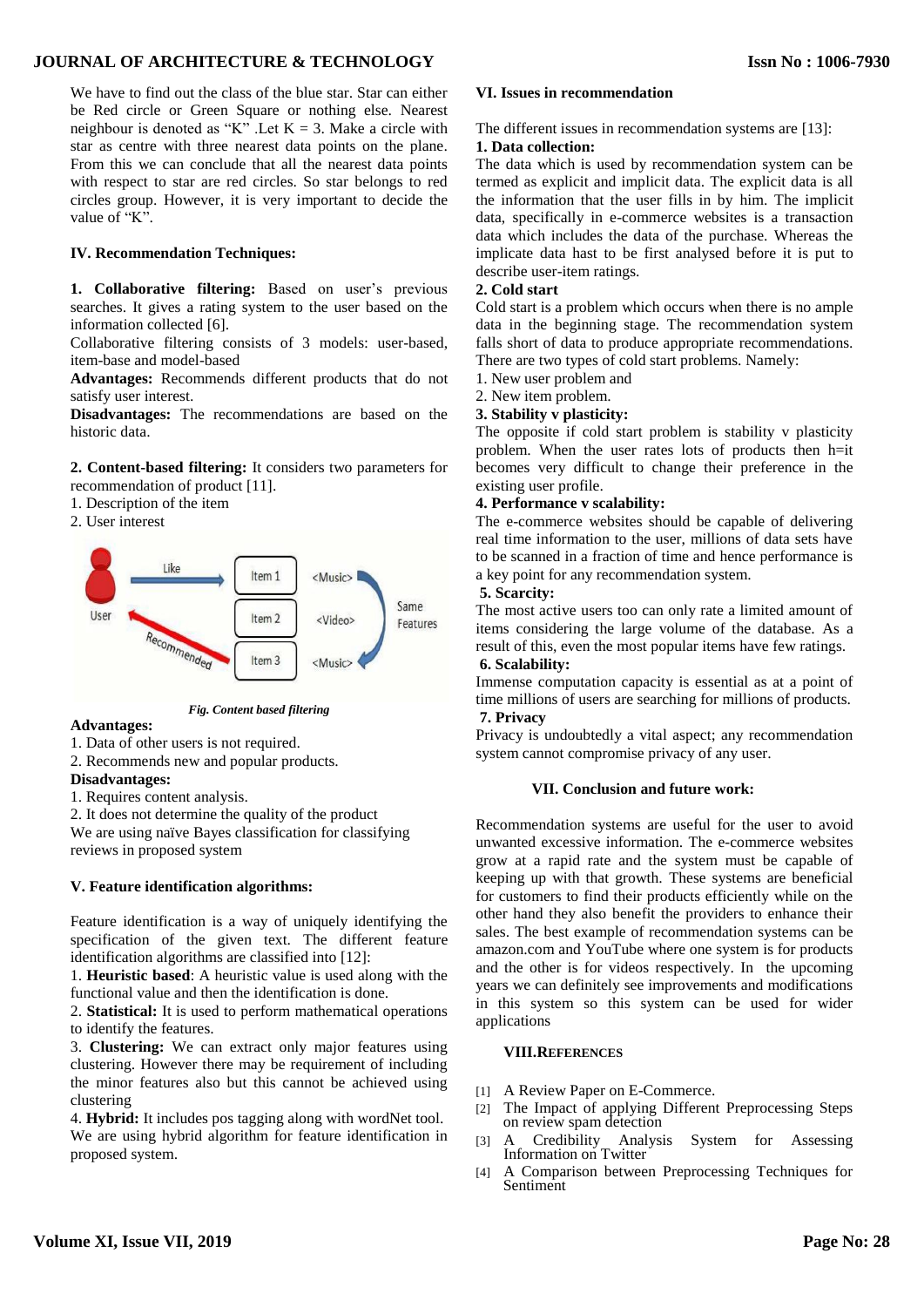We have to find out the class of the blue star. Star can either be Red circle or Green Square or nothing else. Nearest neighbour is denoted as "K" .Let K = 3. Make a circle with star as centre with three nearest data points on the plane. From this we can conclude that all the nearest data points with respect to star are red circles. So star belongs to red circles group. However, it is very important to decide the value of "K".

### IV. Recommendation Techniques:

**1. Collaborative filtering:** Based on user's previous searches. It gives a rating system to the user based on the information collected [6].

Collaborative filtering consists of 3 models: user-based, item-base and model-based

**Advantages:** Recommends different products that do not satisfy user interest.

**Disadvantages:** The recommendations are based on the historic data.

**2. Content-based filtering:** It considers two parameters for recommendation of product [11].

1. Description of the item
2. User interest

*Fig. Content based filtering*

**Advantages:**

1. Data of other users is not required.
2. Recommends new and popular products.

**Disadvantages:**

1. Requires content analysis.
2. It does not determine the quality of the product

We are using naïve Bayes classification for classifying reviews in proposed system

### V. Feature identification algorithms:

Feature identification is a way of uniquely identifying the specification of the given text. The different feature identification algorithms are classified into [12]:

1. **Heuristic based**: A heuristic value is used along with the functional value and then the identification is done.
2. **Statistical:** It is used to perform mathematical operations to identify the features.
3. **Clustering:** We can extract only major features using clustering. However there may be requirement of including the minor features also but this cannot be achieved using clustering
4. **Hybrid:** It includes pos tagging along with wordNet tool.

We are using hybrid algorithm for feature identification in proposed system.

### VI. Issues in recommendation

The different issues in recommendation systems are [13]:

**1. Data collection:**

The data which is used by recommendation system can be termed as explicit and implicit data. The explicit data is all the information that the user fills in by him. The implicit data, specifically in e-commerce websites is a transaction data which includes the data of the purchase. Whereas the implicate data hast to be first analysed before it is put to describe user-item ratings.

**2. Cold start**

Cold start is a problem which occurs when there is no ample data in the beginning stage. The recommendation system falls short of data to produce appropriate recommendations. There are two types of cold start problems. Namely:

1. New user problem and
2. New item problem.

**3. Stability v plasticity:**

The opposite if cold start problem is stability v plasticity problem. When the user rates lots of products then h=it becomes very difficult to change their preference in the existing user profile.

**4. Performance v scalability:**

The e-commerce websites should be capable of delivering real time information to the user, millions of data sets have to be scanned in a fraction of time and hence performance is a key point for any recommendation system.

**5. Scarcity:**

The most active users too can only rate a limited amount of items considering the large volume of the database. As a result of this, even the most popular items have few ratings.

**6. Scalability:**

Immense computation capacity is essential as at a point of time millions of users are searching for millions of products.

**7. Privacy**

Privacy is undoubtedly a vital aspect; any recommendation system cannot compromise privacy of any user.

### VII. Conclusion and future work:

Recommendation systems are useful for the user to avoid unwanted excessive information. The e-commerce websites grow at a rapid rate and the system must be capable of keeping up with that growth. These systems are beneficial for customers to find their products efficiently while on the other hand they also benefit the providers to enhance their sales. The best example of recommendation systems can be amazon.com and YouTube where one system is for products and the other is for videos respectively. In the upcoming years we can definitely see improvements and modifications in this system so this system can be used for wider applications

### VIII. References

[1] A Review Paper on E-Commerce.

[2] The Impact of applying Different Preprocessing Steps on review spam detection

[3] A Credibility Analysis System for Assessing Information on Twitter

[4] A Comparison between Preprocessing Techniques for Sentiment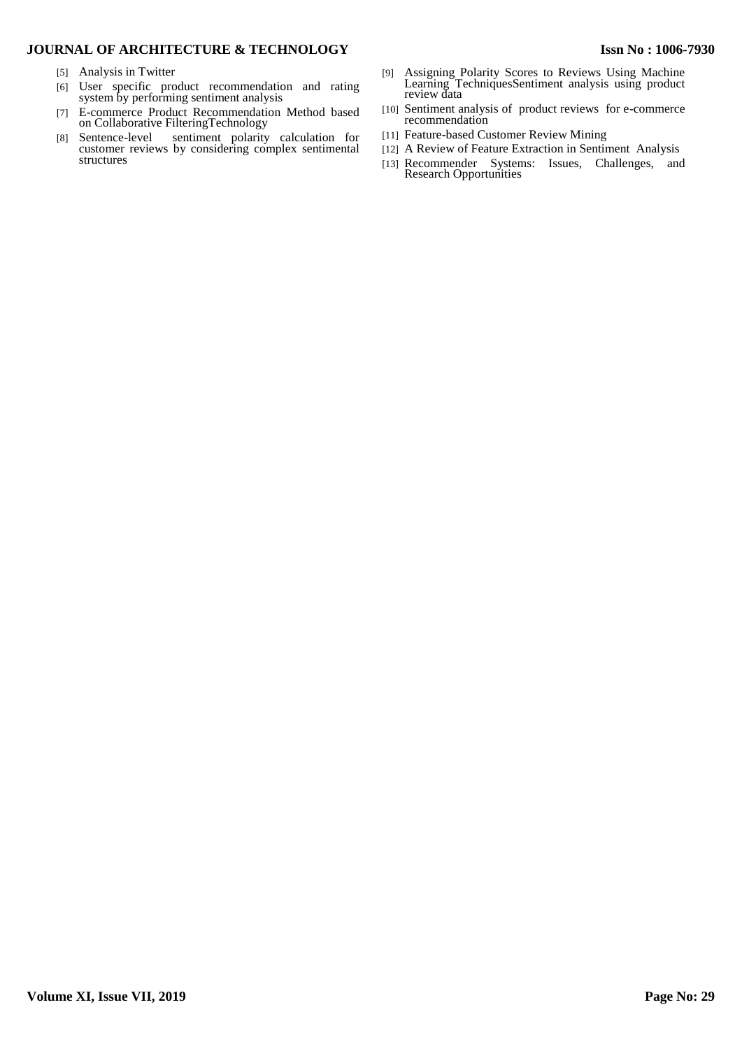[5] Analysis in Twitter

[6] User specific product recommendation and rating system by performing sentiment analysis

[7] E-commerce Product Recommendation Method based on Collaborative FilteringTechnology

[8] Sentence-level sentiment polarity calculation for customer reviews by considering complex sentimental structures

[9] Assigning Polarity Scores to Reviews Using Machine Learning TechniquesSentiment analysis using product review data

[10] Sentiment analysis of product reviews for e-commerce recommendation

[11] Feature-based Customer Review Mining

[12] A Review of Feature Extraction in Sentiment Analysis

[13] Recommender Systems: Issues, Challenges, and Research Opportunities